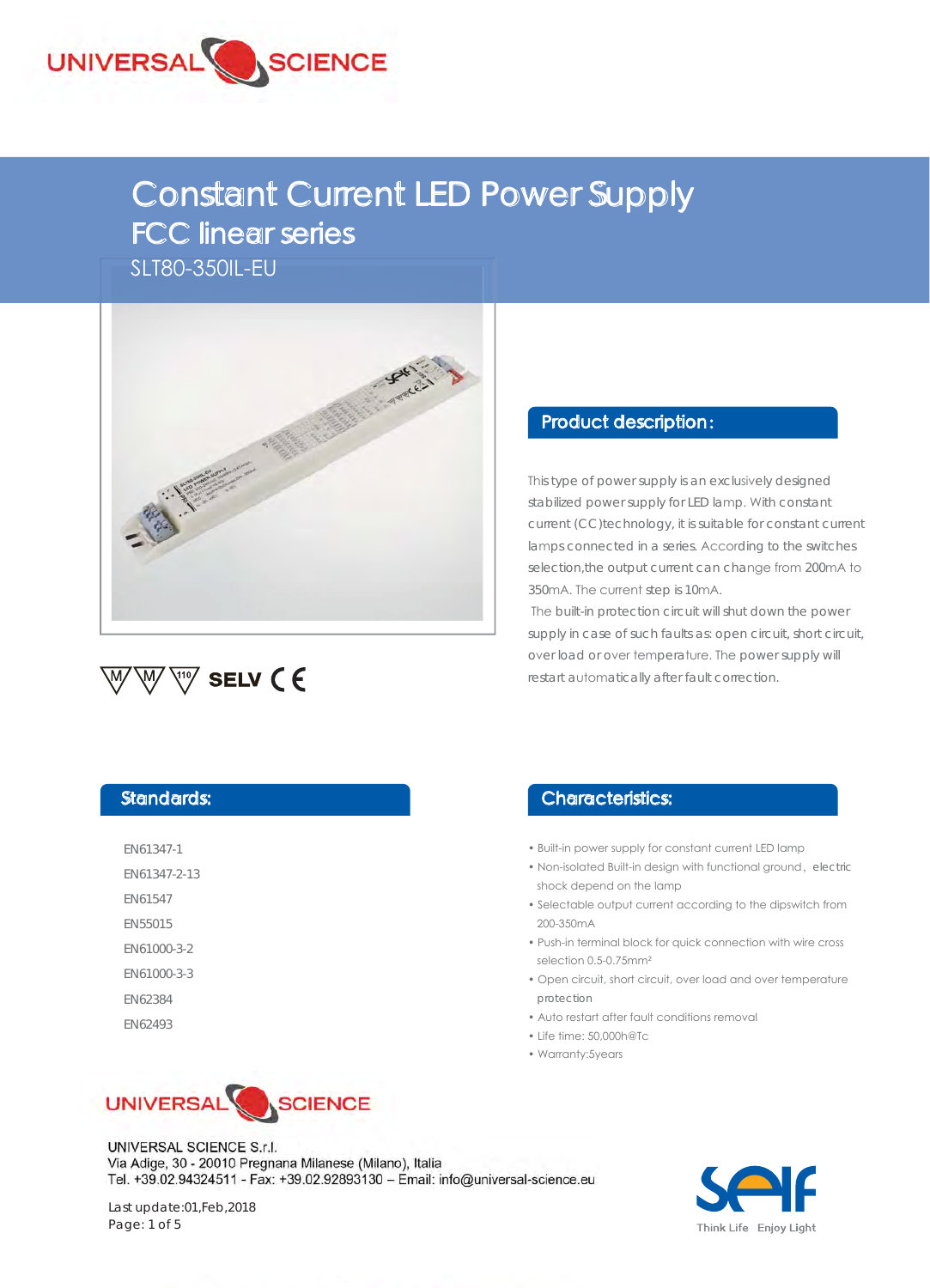# Constant Current LED Power Supply

## FCC linear series

SLT80-350IL-EU

SELV CE

## Product description:

This type of power supply is an exclusively designed stabilized power supply for LED lamp. With constant current (CC)technology, it is suitable for constant current lamps connected in a series. According to the switches selection,the output current can change from 200mA to 350mA. The current step is 10mA.

The built-in protection circuit will shut down the power supply in case of such faults as: open circuit, short circuit, over load or over temperature. The power supply will restart automatically after fault correction.

## Standards:

EN61347-1
EN61347-2-13
EN61547
EN55015
EN61000-3-2
EN61000-3-3
EN62384
EN62493

## Characteristics:

- Built-in power supply for constant current LED lamp
- Non-isolated Built-in design with functional ground，electric shock depend on the lamp
- Selectable output current according to the dipswitch from 200-350mA
- Push-in terminal block for quick connection with wire cross selection 0.5-0.75mm²
- Open circuit, short circuit, over load and over temperature protection
- Auto restart after fault conditions removal
- Life time: 50,000h@Tc
- Warranty:5years

UNIVERSAL SCIENCE S.r.l.
Via Adige, 30 - 20010 Pregnana Milanese (Milano), Italia
Tel. +39.02.94324511 - Fax: +39.02.92893130 – Email: info@universal-science.eu

Last update:01,Feb,2018

Think Life Enjoy Light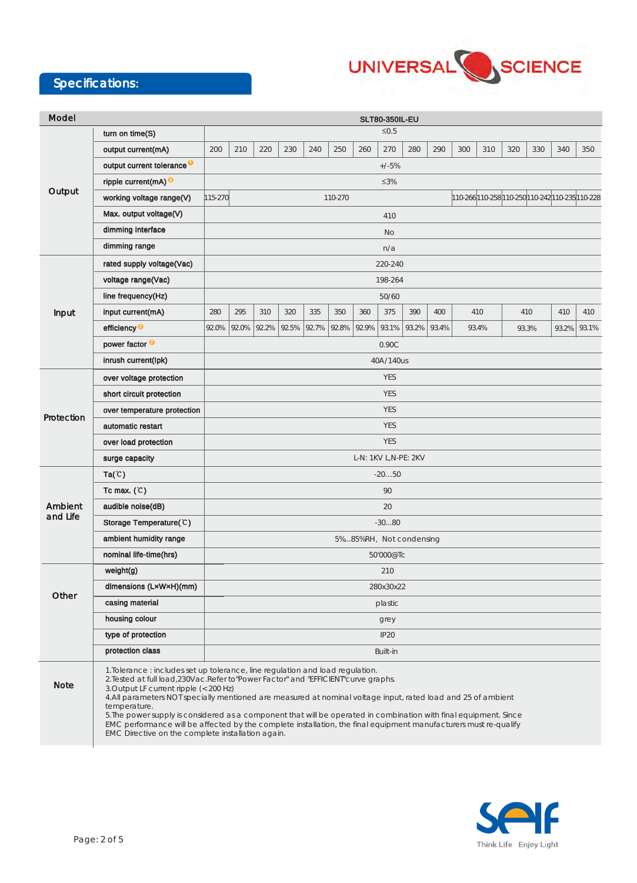## Specifications:

| Model | | SLT80-350IL-EU | | | | | | | | | | | | | | | |
|---|---|---|---|---|---|---|---|---|---|---|---|---|---|---|---|---|---|
| Output | turn on time(S) | ≤0.5 | | | | | | | | | | | | | | | |
| | output current(mA) | 200 | 210 | 220 | 230 | 240 | 250 | 260 | 270 | 280 | 290 | 300 | 310 | 320 | 330 | 340 | 350 |
| | output current tolerance [1] | +/-5% | | | | | | | | | | | | | | | |
| | ripple current(mA) [3] | ≤3% | | | | | | | | | | | | | | | |
| | working voltage range(V) | 115-270 | 110-270 | | | | | | | | | 110-266 | 110-258 | 110-250 | 110-242 | 110-235 | 110-228 |
| | Max. output voltage(V) | 410 | | | | | | | | | | | | | | | |
| | dimming interface | No | | | | | | | | | | | | | | | |
| | dimming range | n/a | | | | | | | | | | | | | | | |
| Input | rated supply voltage(Vac) | 220-240 | | | | | | | | | | | | | | | |
| | voltage range(Vac) | 198-264 | | | | | | | | | | | | | | | |
| | line frequency(Hz) | 50/60 | | | | | | | | | | | | | | | |
| | input current(mA) | 280 | 295 | 310 | 320 | 335 | 350 | 360 | 375 | 390 | 400 | 410 | | 410 | | 410 | 410 |
| | efficiency [2] | 92.0% | 92.0% | 92.2% | 92.5% | 92.7% | 92.8% | 92.9% | 93.1% | 93.2% | 93.4% | 93.4% | | 93.3% | | 93.2% | 93.1% |
| | power factor [2] | 0.90C | | | | | | | | | | | | | | | |
| | inrush current(Ipk) | 40A/140us | | | | | | | | | | | | | | | |
| Protection | over voltage protection | YES | | | | | | | | | | | | | | | |
| | short circuit protection | YES | | | | | | | | | | | | | | | |
| | over temperature protection | YES | | | | | | | | | | | | | | | |
| | automatic restart | YES | | | | | | | | | | | | | | | |
| | over load protection | YES | | | | | | | | | | | | | | | |
| | surge capacity | L-N: 1KV L,N-PE: 2KV | | | | | | | | | | | | | | | |
| Ambient and Life | Ta(℃) | -20…50 | | | | | | | | | | | | | | | |
| | Tc max. (℃) | 90 | | | | | | | | | | | | | | | |
| | audible noise(dB) | 20 | | | | | | | | | | | | | | | |
| | Storage Temperature(℃) | -30…80 | | | | | | | | | | | | | | | |
| | ambient humidity range | 5%..85%RH, Not condensing | | | | | | | | | | | | | | | |
| | nominal life-time(hrs) | 50'000@Tc | | | | | | | | | | | | | | | |
| Other | weight(g) | 210 | | | | | | | | | | | | | | | |
| | dimensions (L×W×H)(mm) | 280x30x22 | | | | | | | | | | | | | | | |
| | casing material | plastic | | | | | | | | | | | | | | | |
| | housing colour | grey | | | | | | | | | | | | | | | |
| | type of protection | IP20 | | | | | | | | | | | | | | | |
| | protection class | Built-in | | | | | | | | | | | | | | | |

**Note**

1.Tolerance : includes set up tolerance, line regulation and load regulation.
2.Tested at full load,230Vac.Refer to "Power Factor" and "EFFICIENT" curve graphs.
3.Output LF current ripple (<200 Hz)
4.All parameters NOT specially mentioned are measured at nominal voltage input, rated load and 25 of ambient temperature.
5.The power supply is considered as a component that will be operated in combination with final equipment. Since EMC performance will be affected by the complete installation, the final equipment manufacturers must re-qualify EMC Directive on the complete installation again.

Think Life Enjoy Light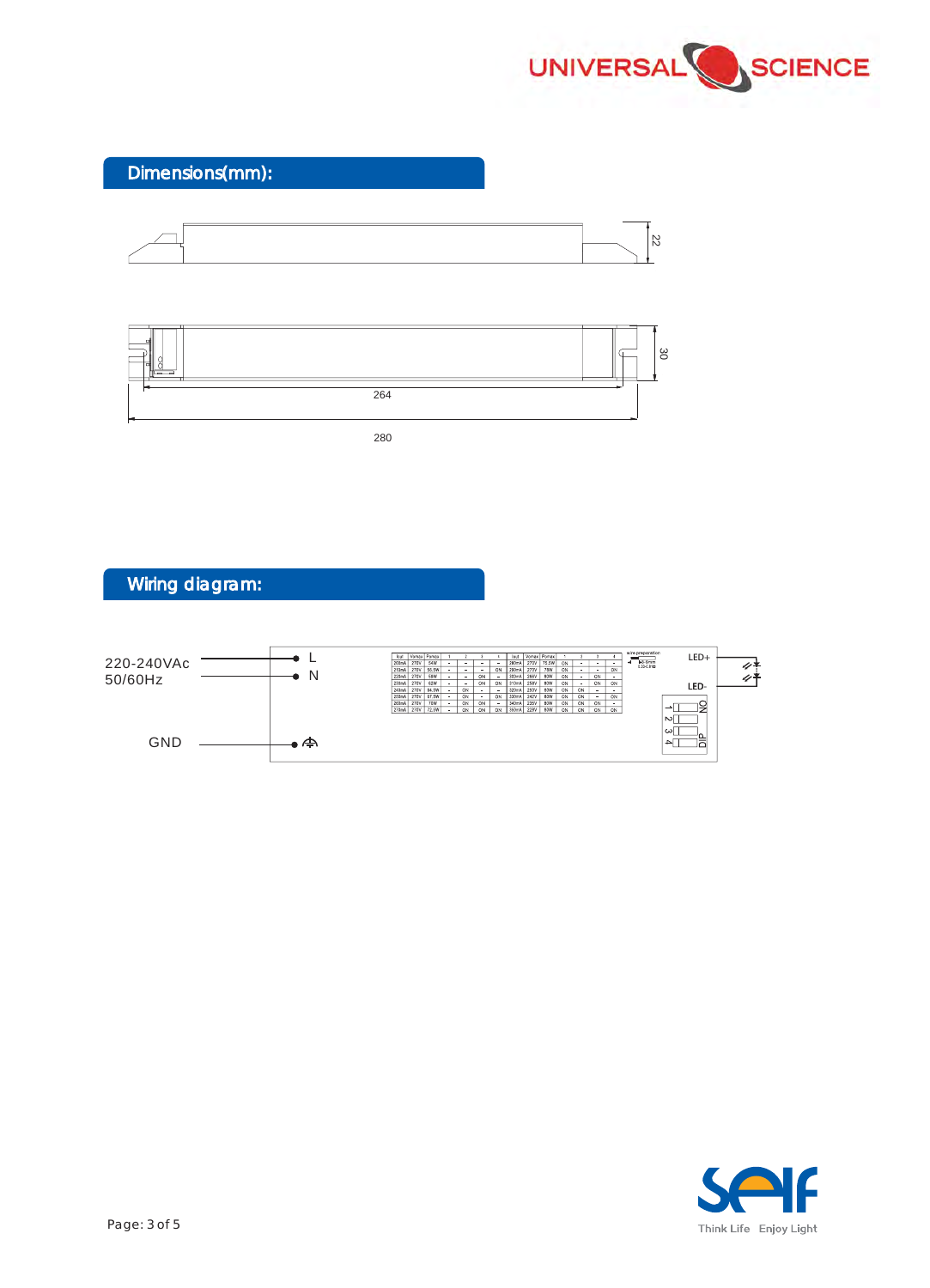## Dimensions(mm):

22

30

264

280

## Wiring diagram:

220-240VAc
50/60Hz

L

N

GND

LED+

LED-

ON

DIP

1 2 3 4

Page: 3 of 5

Think Life Enjoy Light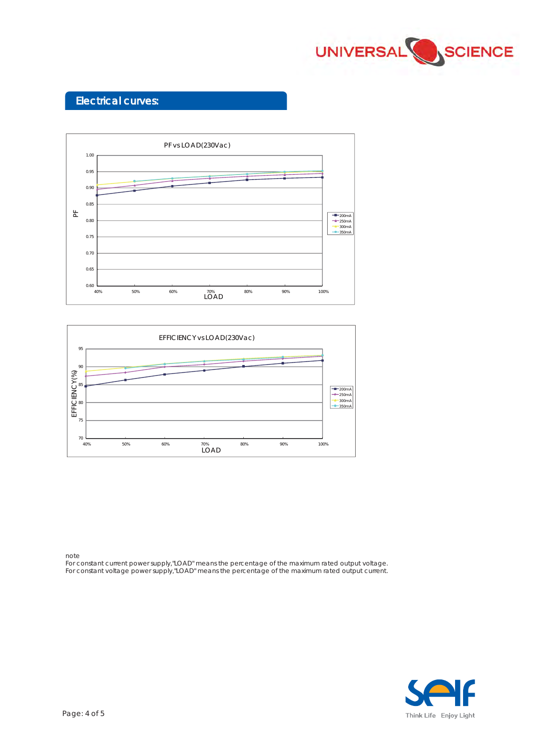## Electrical curves:

PF vs LOAD(230Vac)

EFFICIENCY vs LOAD(230Vac)

note
For constant current power supply,"LOAD" means the percentage of the maximum rated output voltage.
For constant voltage power supply,"LOAD" means the percentage of the maximum rated output current.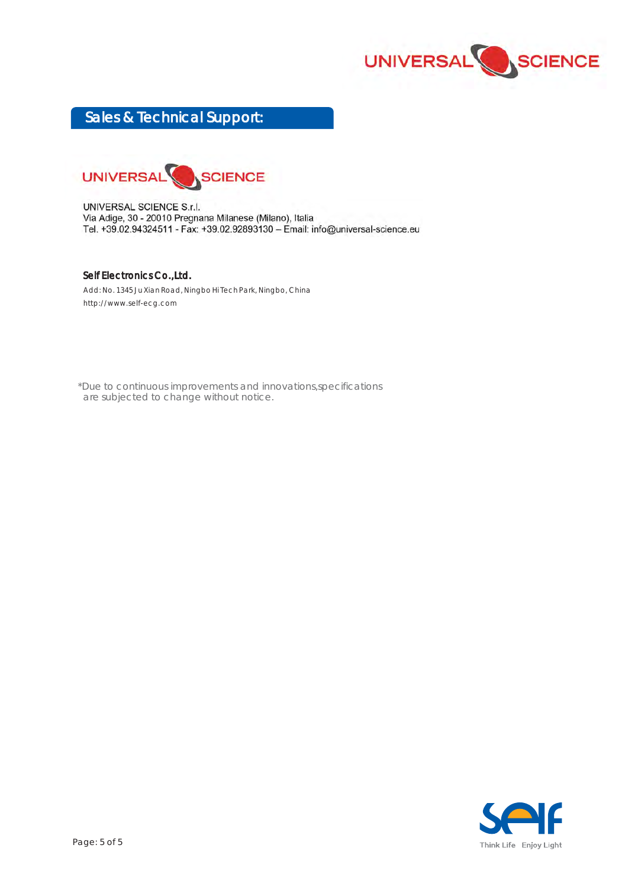## Sales & Technical Support:

UNIVERSAL SCIENCE S.r.l.
Via Adige, 30 - 20010 Pregnana Milanese (Milano), Italia
Tel. +39.02.94324511 - Fax: +39.02.92893130 – Email: info@universal-science.eu

**Self Electronics Co.,Ltd.**

Add: No. 1345 Ju Xian Road, Ningbo Hi Tech Park, Ningbo, China
http://www.self-ecg.com

*Due to continuous improvements and innovations,specifications are subjected to change without notice.